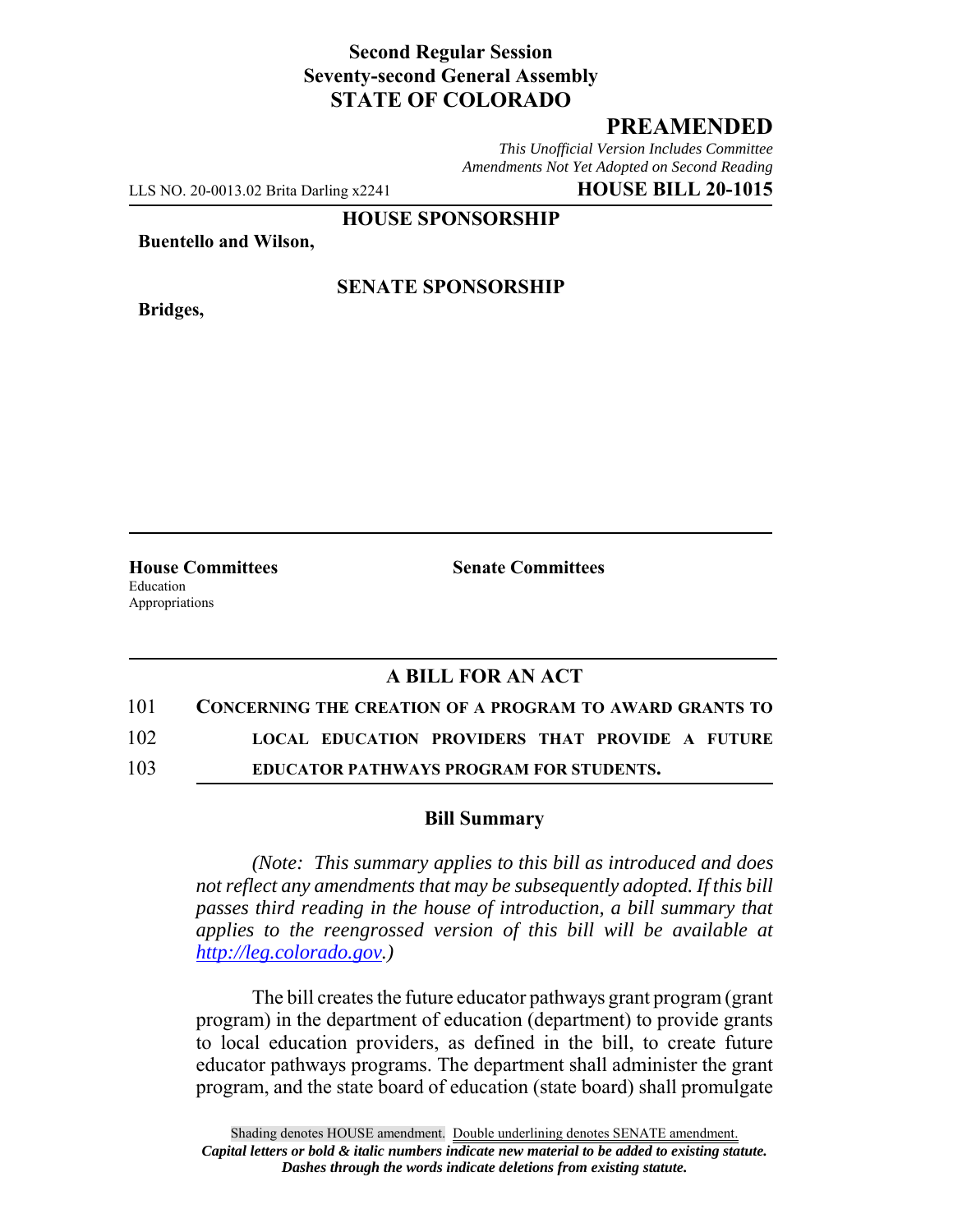**Second Regular Session**
**Seventy-second General Assembly**
**STATE OF COLORADO**

# PREAMENDED

*This Unofficial Version Includes Committee Amendments Not Yet Adopted on Second Reading*

LLS NO. 20-0013.02 Brita Darling x2241 **HOUSE BILL 20-1015**

**HOUSE SPONSORSHIP**

**Buentello and Wilson,**

**SENATE SPONSORSHIP**

**Bridges,**

**House Committees**
Education
Appropriations

**Senate Committees**

## A BILL FOR AN ACT

101 **CONCERNING THE CREATION OF A PROGRAM TO AWARD GRANTS TO**
102 **LOCAL EDUCATION PROVIDERS THAT PROVIDE A FUTURE**
103 **EDUCATOR PATHWAYS PROGRAM FOR STUDENTS.**

### Bill Summary

*(Note: This summary applies to this bill as introduced and does not reflect any amendments that may be subsequently adopted. If this bill passes third reading in the house of introduction, a bill summary that applies to the reengrossed version of this bill will be available at http://leg.colorado.gov.)*

The bill creates the future educator pathways grant program (grant program) in the department of education (department) to provide grants to local education providers, as defined in the bill, to create future educator pathways programs. The department shall administer the grant program, and the state board of education (state board) shall promulgate

Shading denotes HOUSE amendment. Double underlining denotes SENATE amendment.
*Capital letters or bold & italic numbers indicate new material to be added to existing statute.*
*Dashes through the words indicate deletions from existing statute.*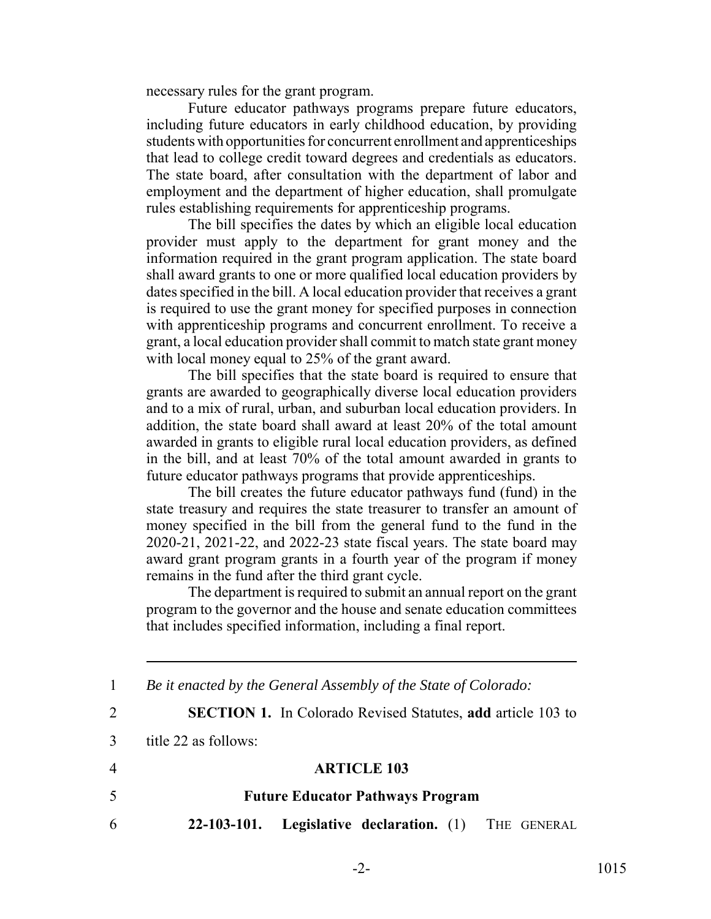necessary rules for the grant program.

Future educator pathways programs prepare future educators, including future educators in early childhood education, by providing students with opportunities for concurrent enrollment and apprenticeships that lead to college credit toward degrees and credentials as educators. The state board, after consultation with the department of labor and employment and the department of higher education, shall promulgate rules establishing requirements for apprenticeship programs.

The bill specifies the dates by which an eligible local education provider must apply to the department for grant money and the information required in the grant program application. The state board shall award grants to one or more qualified local education providers by dates specified in the bill. A local education provider that receives a grant is required to use the grant money for specified purposes in connection with apprenticeship programs and concurrent enrollment. To receive a grant, a local education provider shall commit to match state grant money with local money equal to 25% of the grant award.

The bill specifies that the state board is required to ensure that grants are awarded to geographically diverse local education providers and to a mix of rural, urban, and suburban local education providers. In addition, the state board shall award at least 20% of the total amount awarded in grants to eligible rural local education providers, as defined in the bill, and at least 70% of the total amount awarded in grants to future educator pathways programs that provide apprenticeships.

The bill creates the future educator pathways fund (fund) in the state treasury and requires the state treasurer to transfer an amount of money specified in the bill from the general fund to the fund in the 2020-21, 2021-22, and 2022-23 state fiscal years. The state board may award grant program grants in a fourth year of the program if money remains in the fund after the third grant cycle.

The department is required to submit an annual report on the grant program to the governor and the house and senate education committees that includes specified information, including a final report.

---

1 *Be it enacted by the General Assembly of the State of Colorado:*

2 **SECTION 1.** In Colorado Revised Statutes, **add** article 103 to

3 title 22 as follows:

4 **ARTICLE 103**

5 **Future Educator Pathways Program**

6 **22-103-101. Legislative declaration.** (1) THE GENERAL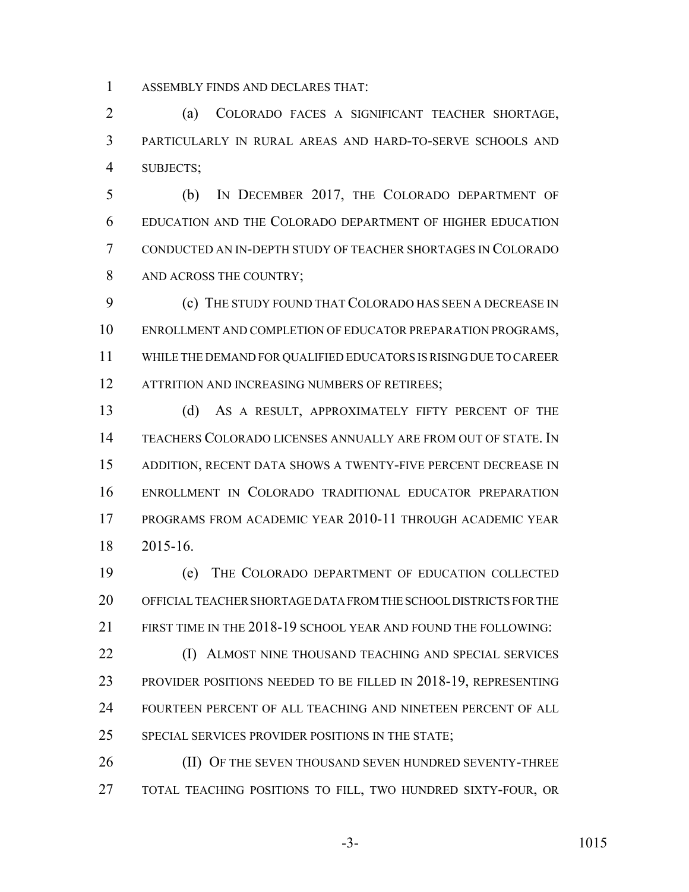ASSEMBLY FINDS AND DECLARES THAT:

(a) COLORADO FACES A SIGNIFICANT TEACHER SHORTAGE, PARTICULARLY IN RURAL AREAS AND HARD-TO-SERVE SCHOOLS AND SUBJECTS;

(b) IN DECEMBER 2017, THE COLORADO DEPARTMENT OF EDUCATION AND THE COLORADO DEPARTMENT OF HIGHER EDUCATION CONDUCTED AN IN-DEPTH STUDY OF TEACHER SHORTAGES IN COLORADO AND ACROSS THE COUNTRY;

(c) THE STUDY FOUND THAT COLORADO HAS SEEN A DECREASE IN ENROLLMENT AND COMPLETION OF EDUCATOR PREPARATION PROGRAMS, WHILE THE DEMAND FOR QUALIFIED EDUCATORS IS RISING DUE TO CAREER ATTRITION AND INCREASING NUMBERS OF RETIREES;

(d) AS A RESULT, APPROXIMATELY FIFTY PERCENT OF THE TEACHERS COLORADO LICENSES ANNUALLY ARE FROM OUT OF STATE. IN ADDITION, RECENT DATA SHOWS A TWENTY-FIVE PERCENT DECREASE IN ENROLLMENT IN COLORADO TRADITIONAL EDUCATOR PREPARATION PROGRAMS FROM ACADEMIC YEAR 2010-11 THROUGH ACADEMIC YEAR 2015-16.

(e) THE COLORADO DEPARTMENT OF EDUCATION COLLECTED OFFICIAL TEACHER SHORTAGE DATA FROM THE SCHOOL DISTRICTS FOR THE FIRST TIME IN THE 2018-19 SCHOOL YEAR AND FOUND THE FOLLOWING:

(I) ALMOST NINE THOUSAND TEACHING AND SPECIAL SERVICES PROVIDER POSITIONS NEEDED TO BE FILLED IN 2018-19, REPRESENTING FOURTEEN PERCENT OF ALL TEACHING AND NINETEEN PERCENT OF ALL SPECIAL SERVICES PROVIDER POSITIONS IN THE STATE;

(II) OF THE SEVEN THOUSAND SEVEN HUNDRED SEVENTY-THREE TOTAL TEACHING POSITIONS TO FILL, TWO HUNDRED SIXTY-FOUR, OR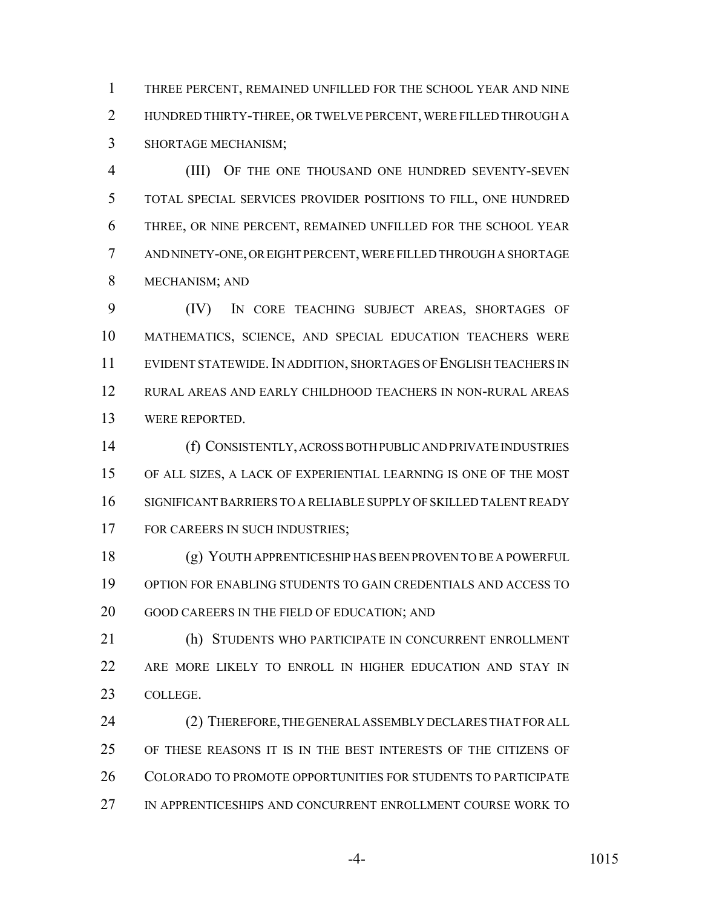THREE PERCENT, REMAINED UNFILLED FOR THE SCHOOL YEAR AND NINE HUNDRED THIRTY-THREE, OR TWELVE PERCENT, WERE FILLED THROUGH A SHORTAGE MECHANISM;

(III) OF THE ONE THOUSAND ONE HUNDRED SEVENTY-SEVEN TOTAL SPECIAL SERVICES PROVIDER POSITIONS TO FILL, ONE HUNDRED THREE, OR NINE PERCENT, REMAINED UNFILLED FOR THE SCHOOL YEAR AND NINETY-ONE, OR EIGHT PERCENT, WERE FILLED THROUGH A SHORTAGE MECHANISM; AND

(IV) IN CORE TEACHING SUBJECT AREAS, SHORTAGES OF MATHEMATICS, SCIENCE, AND SPECIAL EDUCATION TEACHERS WERE EVIDENT STATEWIDE. IN ADDITION, SHORTAGES OF ENGLISH TEACHERS IN RURAL AREAS AND EARLY CHILDHOOD TEACHERS IN NON-RURAL AREAS WERE REPORTED.

(f) CONSISTENTLY, ACROSS BOTH PUBLIC AND PRIVATE INDUSTRIES OF ALL SIZES, A LACK OF EXPERIENTIAL LEARNING IS ONE OF THE MOST SIGNIFICANT BARRIERS TO A RELIABLE SUPPLY OF SKILLED TALENT READY FOR CAREERS IN SUCH INDUSTRIES;

(g) YOUTH APPRENTICESHIP HAS BEEN PROVEN TO BE A POWERFUL OPTION FOR ENABLING STUDENTS TO GAIN CREDENTIALS AND ACCESS TO GOOD CAREERS IN THE FIELD OF EDUCATION; AND

(h) STUDENTS WHO PARTICIPATE IN CONCURRENT ENROLLMENT ARE MORE LIKELY TO ENROLL IN HIGHER EDUCATION AND STAY IN COLLEGE.

(2) THEREFORE, THE GENERAL ASSEMBLY DECLARES THAT FOR ALL OF THESE REASONS IT IS IN THE BEST INTERESTS OF THE CITIZENS OF COLORADO TO PROMOTE OPPORTUNITIES FOR STUDENTS TO PARTICIPATE IN APPRENTICESHIPS AND CONCURRENT ENROLLMENT COURSE WORK TO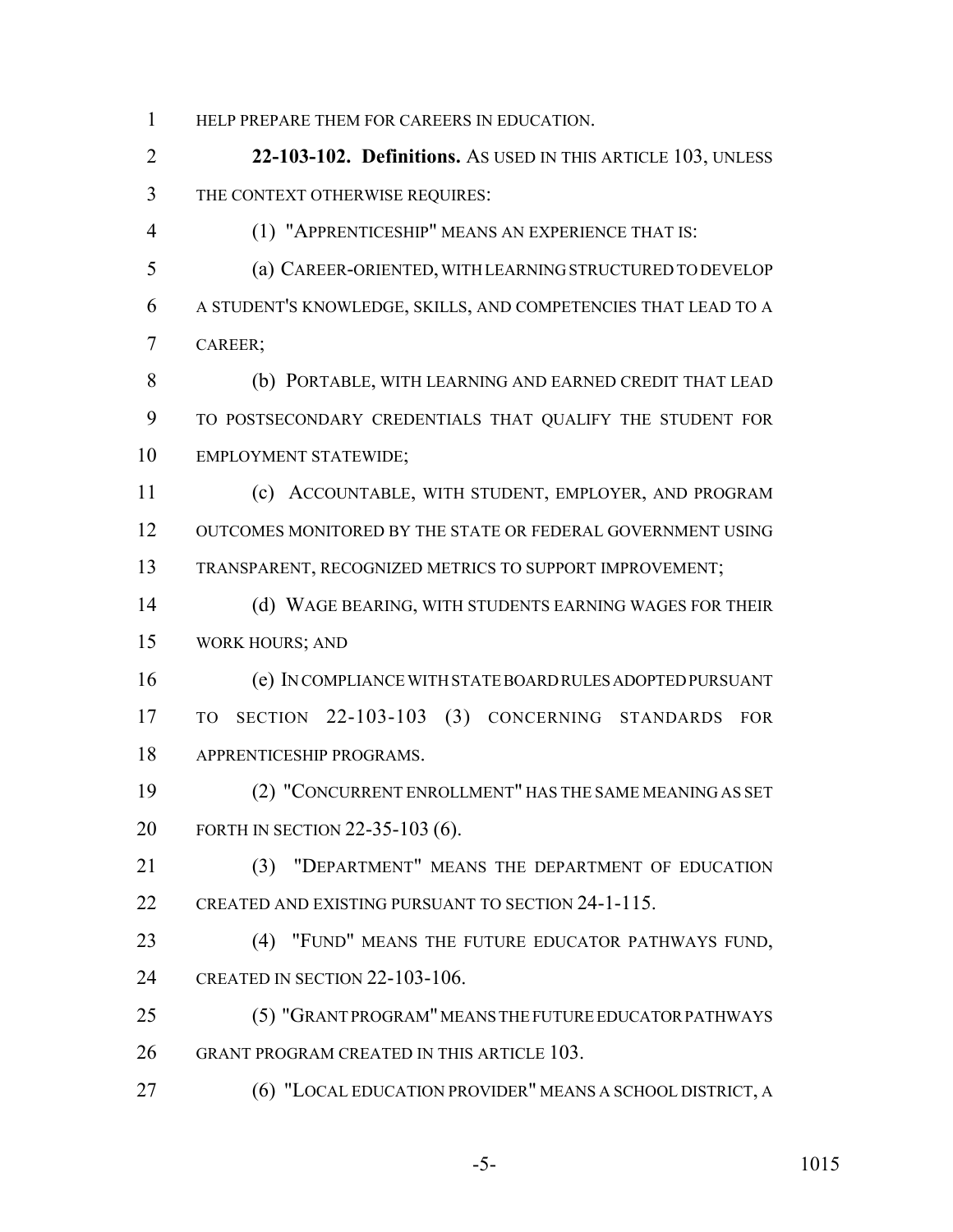HELP PREPARE THEM FOR CAREERS IN EDUCATION.

**22-103-102. Definitions.** AS USED IN THIS ARTICLE 103, UNLESS THE CONTEXT OTHERWISE REQUIRES:

(1) "APPRENTICESHIP" MEANS AN EXPERIENCE THAT IS:

(a) CAREER-ORIENTED, WITH LEARNING STRUCTURED TO DEVELOP A STUDENT'S KNOWLEDGE, SKILLS, AND COMPETENCIES THAT LEAD TO A CAREER;

(b) PORTABLE, WITH LEARNING AND EARNED CREDIT THAT LEAD TO POSTSECONDARY CREDENTIALS THAT QUALIFY THE STUDENT FOR EMPLOYMENT STATEWIDE;

(c) ACCOUNTABLE, WITH STUDENT, EMPLOYER, AND PROGRAM OUTCOMES MONITORED BY THE STATE OR FEDERAL GOVERNMENT USING TRANSPARENT, RECOGNIZED METRICS TO SUPPORT IMPROVEMENT;

(d) WAGE BEARING, WITH STUDENTS EARNING WAGES FOR THEIR WORK HOURS; AND

(e) IN COMPLIANCE WITH STATE BOARD RULES ADOPTED PURSUANT TO SECTION 22-103-103 (3) CONCERNING STANDARDS FOR APPRENTICESHIP PROGRAMS.

(2) "CONCURRENT ENROLLMENT" HAS THE SAME MEANING AS SET FORTH IN SECTION 22-35-103 (6).

(3) "DEPARTMENT" MEANS THE DEPARTMENT OF EDUCATION CREATED AND EXISTING PURSUANT TO SECTION 24-1-115.

(4) "FUND" MEANS THE FUTURE EDUCATOR PATHWAYS FUND, CREATED IN SECTION 22-103-106.

(5) "GRANT PROGRAM" MEANS THE FUTURE EDUCATOR PATHWAYS GRANT PROGRAM CREATED IN THIS ARTICLE 103.

(6) "LOCAL EDUCATION PROVIDER" MEANS A SCHOOL DISTRICT, A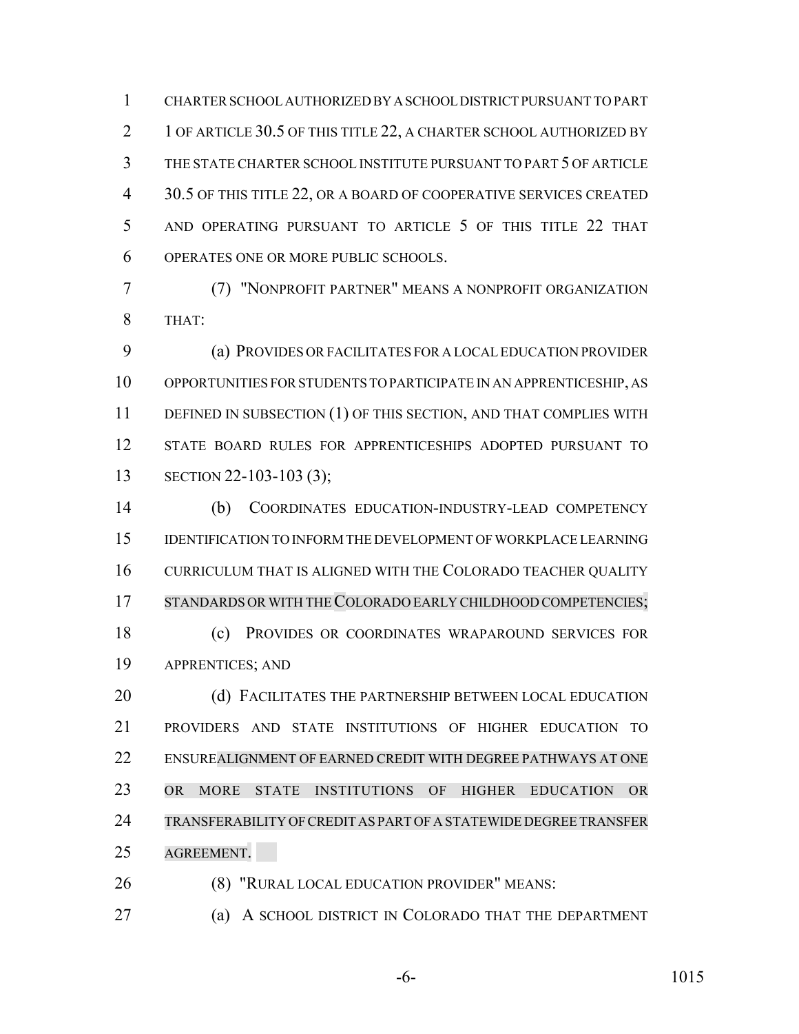CHARTER SCHOOL AUTHORIZED BY A SCHOOL DISTRICT PURSUANT TO PART 1 OF ARTICLE 30.5 OF THIS TITLE 22, A CHARTER SCHOOL AUTHORIZED BY THE STATE CHARTER SCHOOL INSTITUTE PURSUANT TO PART 5 OF ARTICLE 30.5 OF THIS TITLE 22, OR A BOARD OF COOPERATIVE SERVICES CREATED AND OPERATING PURSUANT TO ARTICLE 5 OF THIS TITLE 22 THAT OPERATES ONE OR MORE PUBLIC SCHOOLS.

(7) "NONPROFIT PARTNER" MEANS A NONPROFIT ORGANIZATION THAT:

(a) PROVIDES OR FACILITATES FOR A LOCAL EDUCATION PROVIDER OPPORTUNITIES FOR STUDENTS TO PARTICIPATE IN AN APPRENTICESHIP, AS DEFINED IN SUBSECTION (1) OF THIS SECTION, AND THAT COMPLIES WITH STATE BOARD RULES FOR APPRENTICESHIPS ADOPTED PURSUANT TO SECTION 22-103-103 (3);

(b) COORDINATES EDUCATION-INDUSTRY-LEAD COMPETENCY IDENTIFICATION TO INFORM THE DEVELOPMENT OF WORKPLACE LEARNING CURRICULUM THAT IS ALIGNED WITH THE COLORADO TEACHER QUALITY STANDARDS OR WITH THE COLORADO EARLY CHILDHOOD COMPETENCIES;

(c) PROVIDES OR COORDINATES WRAPAROUND SERVICES FOR APPRENTICES; AND

(d) FACILITATES THE PARTNERSHIP BETWEEN LOCAL EDUCATION PROVIDERS AND STATE INSTITUTIONS OF HIGHER EDUCATION TO ENSUREALIGNMENT OF EARNED CREDIT WITH DEGREE PATHWAYS AT ONE OR MORE STATE INSTITUTIONS OF HIGHER EDUCATION OR TRANSFERABILITY OF CREDIT AS PART OF A STATEWIDE DEGREE TRANSFER AGREEMENT.

(8) "RURAL LOCAL EDUCATION PROVIDER" MEANS:

(a) A SCHOOL DISTRICT IN COLORADO THAT THE DEPARTMENT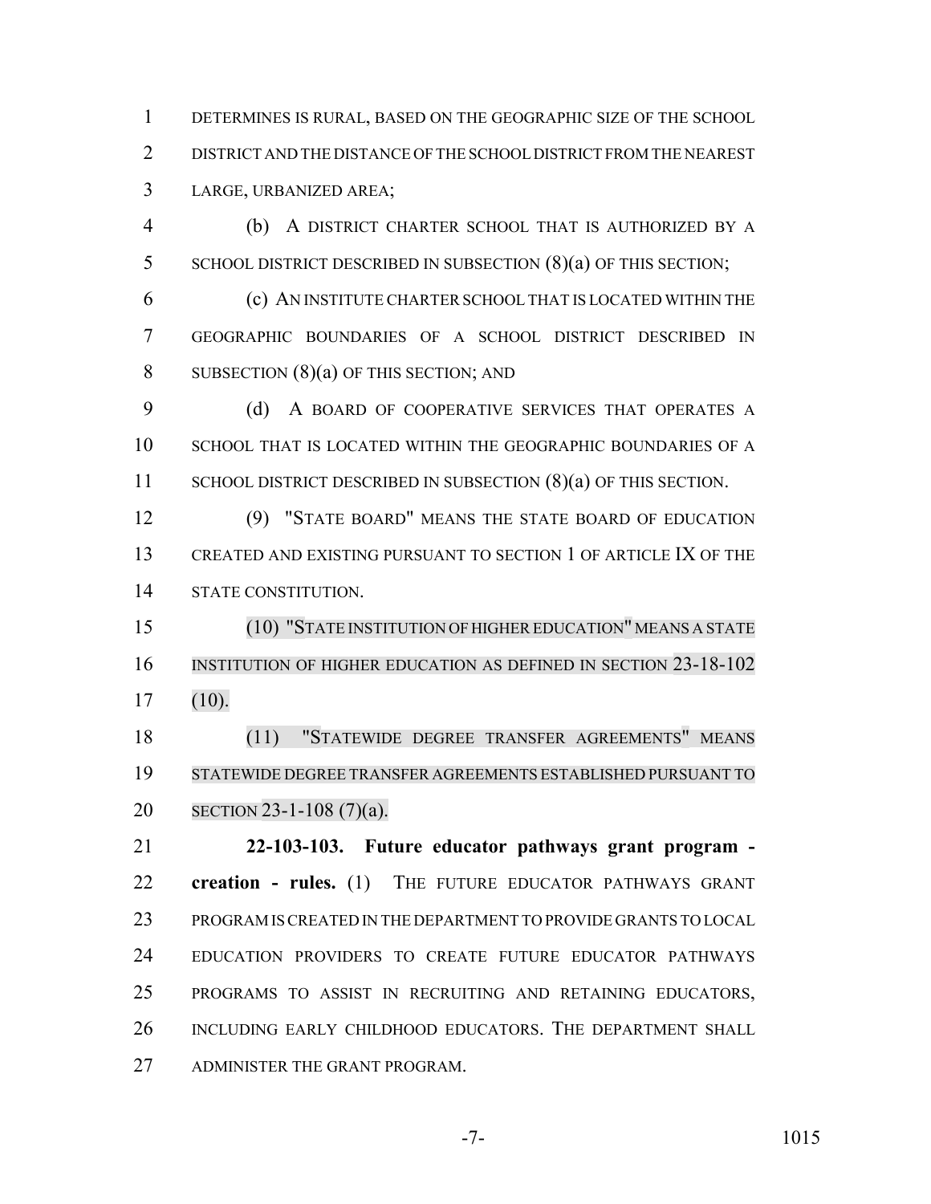DETERMINES IS RURAL, BASED ON THE GEOGRAPHIC SIZE OF THE SCHOOL DISTRICT AND THE DISTANCE OF THE SCHOOL DISTRICT FROM THE NEAREST LARGE, URBANIZED AREA;

(b) A DISTRICT CHARTER SCHOOL THAT IS AUTHORIZED BY A SCHOOL DISTRICT DESCRIBED IN SUBSECTION (8)(a) OF THIS SECTION;

(c) AN INSTITUTE CHARTER SCHOOL THAT IS LOCATED WITHIN THE GEOGRAPHIC BOUNDARIES OF A SCHOOL DISTRICT DESCRIBED IN SUBSECTION (8)(a) OF THIS SECTION; AND

(d) A BOARD OF COOPERATIVE SERVICES THAT OPERATES A SCHOOL THAT IS LOCATED WITHIN THE GEOGRAPHIC BOUNDARIES OF A SCHOOL DISTRICT DESCRIBED IN SUBSECTION (8)(a) OF THIS SECTION.

(9) "STATE BOARD" MEANS THE STATE BOARD OF EDUCATION CREATED AND EXISTING PURSUANT TO SECTION 1 OF ARTICLE IX OF THE STATE CONSTITUTION.

(10) "STATE INSTITUTION OF HIGHER EDUCATION" MEANS A STATE INSTITUTION OF HIGHER EDUCATION AS DEFINED IN SECTION 23-18-102 (10).

(11) "STATEWIDE DEGREE TRANSFER AGREEMENTS" MEANS STATEWIDE DEGREE TRANSFER AGREEMENTS ESTABLISHED PURSUANT TO SECTION 23-1-108 (7)(a).

**22-103-103. Future educator pathways grant program - creation - rules.** (1) THE FUTURE EDUCATOR PATHWAYS GRANT PROGRAM IS CREATED IN THE DEPARTMENT TO PROVIDE GRANTS TO LOCAL EDUCATION PROVIDERS TO CREATE FUTURE EDUCATOR PATHWAYS PROGRAMS TO ASSIST IN RECRUITING AND RETAINING EDUCATORS, INCLUDING EARLY CHILDHOOD EDUCATORS. THE DEPARTMENT SHALL ADMINISTER THE GRANT PROGRAM.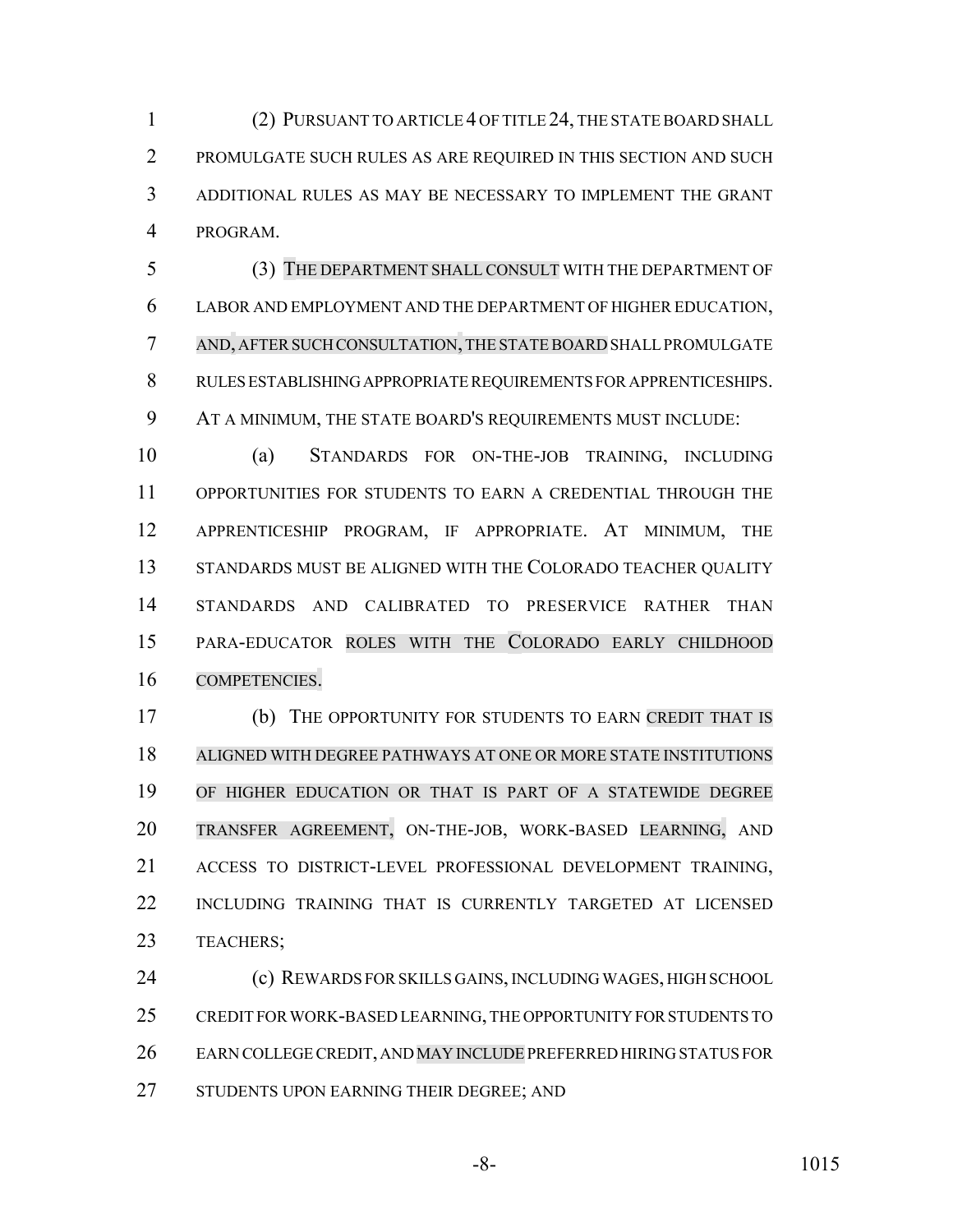(2) PURSUANT TO ARTICLE 4 OF TITLE 24, THE STATE BOARD SHALL PROMULGATE SUCH RULES AS ARE REQUIRED IN THIS SECTION AND SUCH ADDITIONAL RULES AS MAY BE NECESSARY TO IMPLEMENT THE GRANT PROGRAM.

(3) THE DEPARTMENT SHALL CONSULT WITH THE DEPARTMENT OF LABOR AND EMPLOYMENT AND THE DEPARTMENT OF HIGHER EDUCATION, AND, AFTER SUCH CONSULTATION, THE STATE BOARD SHALL PROMULGATE RULES ESTABLISHING APPROPRIATE REQUIREMENTS FOR APPRENTICESHIPS. AT A MINIMUM, THE STATE BOARD'S REQUIREMENTS MUST INCLUDE:

(a) STANDARDS FOR ON-THE-JOB TRAINING, INCLUDING OPPORTUNITIES FOR STUDENTS TO EARN A CREDENTIAL THROUGH THE APPRENTICESHIP PROGRAM, IF APPROPRIATE. AT MINIMUM, THE STANDARDS MUST BE ALIGNED WITH THE COLORADO TEACHER QUALITY STANDARDS AND CALIBRATED TO PRESERVICE RATHER THAN PARA-EDUCATOR ROLES WITH THE COLORADO EARLY CHILDHOOD COMPETENCIES.

(b) THE OPPORTUNITY FOR STUDENTS TO EARN CREDIT THAT IS ALIGNED WITH DEGREE PATHWAYS AT ONE OR MORE STATE INSTITUTIONS OF HIGHER EDUCATION OR THAT IS PART OF A STATEWIDE DEGREE TRANSFER AGREEMENT, ON-THE-JOB, WORK-BASED LEARNING, AND ACCESS TO DISTRICT-LEVEL PROFESSIONAL DEVELOPMENT TRAINING, INCLUDING TRAINING THAT IS CURRENTLY TARGETED AT LICENSED TEACHERS;

(c) REWARDS FOR SKILLS GAINS, INCLUDING WAGES, HIGH SCHOOL CREDIT FOR WORK-BASED LEARNING, THE OPPORTUNITY FOR STUDENTS TO EARN COLLEGE CREDIT, AND MAY INCLUDE PREFERRED HIRING STATUS FOR STUDENTS UPON EARNING THEIR DEGREE; AND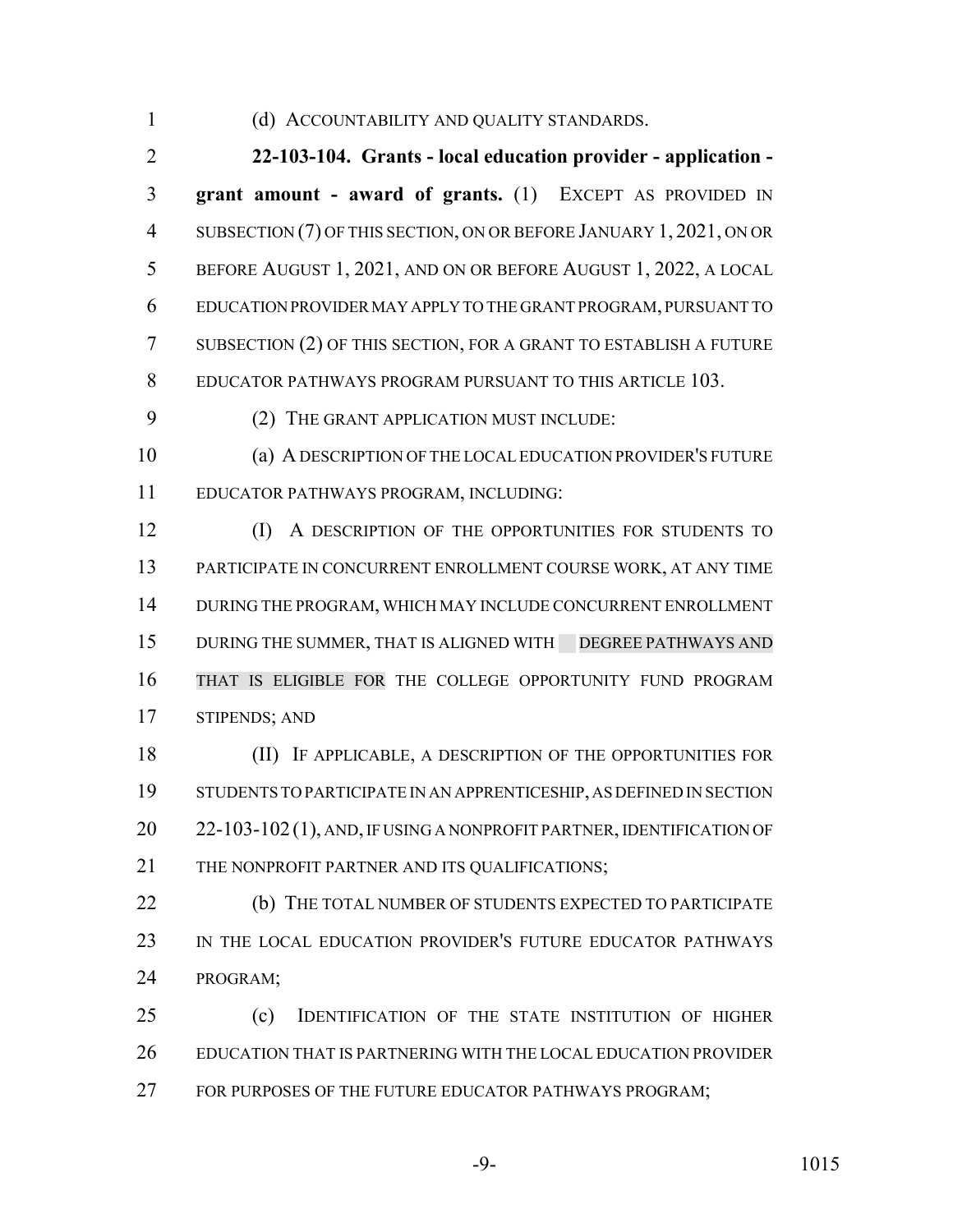(d) ACCOUNTABILITY AND QUALITY STANDARDS.

**22-103-104. Grants - local education provider - application - grant amount - award of grants.** (1) EXCEPT AS PROVIDED IN SUBSECTION (7) OF THIS SECTION, ON OR BEFORE JANUARY 1, 2021, ON OR BEFORE AUGUST 1, 2021, AND ON OR BEFORE AUGUST 1, 2022, A LOCAL EDUCATION PROVIDER MAY APPLY TO THE GRANT PROGRAM, PURSUANT TO SUBSECTION (2) OF THIS SECTION, FOR A GRANT TO ESTABLISH A FUTURE EDUCATOR PATHWAYS PROGRAM PURSUANT TO THIS ARTICLE 103.

(2) THE GRANT APPLICATION MUST INCLUDE:

(a) A DESCRIPTION OF THE LOCAL EDUCATION PROVIDER'S FUTURE EDUCATOR PATHWAYS PROGRAM, INCLUDING:

(I) A DESCRIPTION OF THE OPPORTUNITIES FOR STUDENTS TO PARTICIPATE IN CONCURRENT ENROLLMENT COURSE WORK, AT ANY TIME DURING THE PROGRAM, WHICH MAY INCLUDE CONCURRENT ENROLLMENT DURING THE SUMMER, THAT IS ALIGNED WITH DEGREE PATHWAYS AND THAT IS ELIGIBLE FOR THE COLLEGE OPPORTUNITY FUND PROGRAM STIPENDS; AND

(II) IF APPLICABLE, A DESCRIPTION OF THE OPPORTUNITIES FOR STUDENTS TO PARTICIPATE IN AN APPRENTICESHIP, AS DEFINED IN SECTION 22-103-102 (1), AND, IF USING A NONPROFIT PARTNER, IDENTIFICATION OF THE NONPROFIT PARTNER AND ITS QUALIFICATIONS;

(b) THE TOTAL NUMBER OF STUDENTS EXPECTED TO PARTICIPATE IN THE LOCAL EDUCATION PROVIDER'S FUTURE EDUCATOR PATHWAYS PROGRAM;

(c) IDENTIFICATION OF THE STATE INSTITUTION OF HIGHER EDUCATION THAT IS PARTNERING WITH THE LOCAL EDUCATION PROVIDER FOR PURPOSES OF THE FUTURE EDUCATOR PATHWAYS PROGRAM;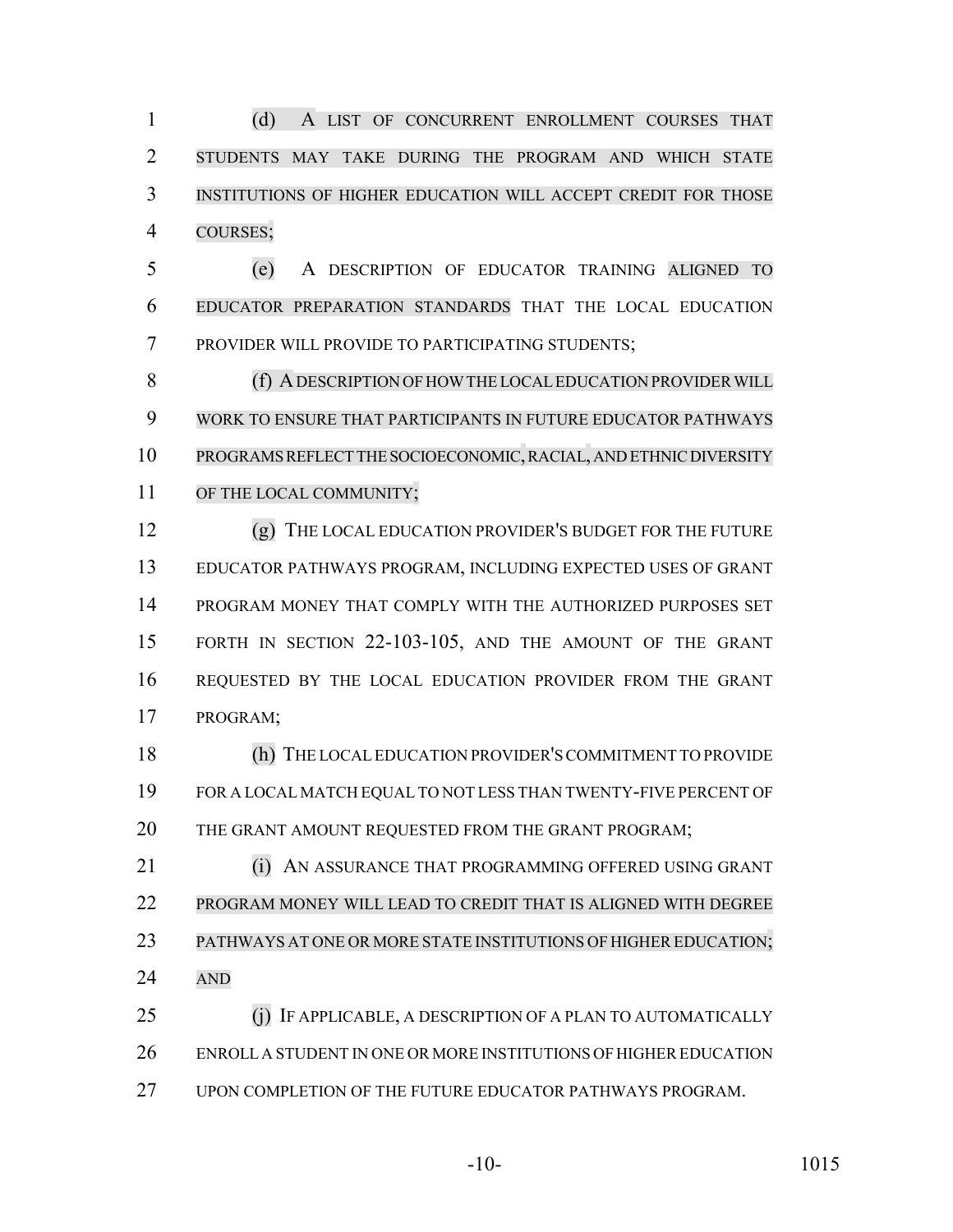(d) A LIST OF CONCURRENT ENROLLMENT COURSES THAT STUDENTS MAY TAKE DURING THE PROGRAM AND WHICH STATE INSTITUTIONS OF HIGHER EDUCATION WILL ACCEPT CREDIT FOR THOSE COURSES;

(e) A DESCRIPTION OF EDUCATOR TRAINING ALIGNED TO EDUCATOR PREPARATION STANDARDS THAT THE LOCAL EDUCATION PROVIDER WILL PROVIDE TO PARTICIPATING STUDENTS;

(f) A DESCRIPTION OF HOW THE LOCAL EDUCATION PROVIDER WILL WORK TO ENSURE THAT PARTICIPANTS IN FUTURE EDUCATOR PATHWAYS PROGRAMS REFLECT THE SOCIOECONOMIC, RACIAL, AND ETHNIC DIVERSITY OF THE LOCAL COMMUNITY;

(g) THE LOCAL EDUCATION PROVIDER'S BUDGET FOR THE FUTURE EDUCATOR PATHWAYS PROGRAM, INCLUDING EXPECTED USES OF GRANT PROGRAM MONEY THAT COMPLY WITH THE AUTHORIZED PURPOSES SET FORTH IN SECTION 22-103-105, AND THE AMOUNT OF THE GRANT REQUESTED BY THE LOCAL EDUCATION PROVIDER FROM THE GRANT PROGRAM;

(h) THE LOCAL EDUCATION PROVIDER'S COMMITMENT TO PROVIDE FOR A LOCAL MATCH EQUAL TO NOT LESS THAN TWENTY-FIVE PERCENT OF THE GRANT AMOUNT REQUESTED FROM THE GRANT PROGRAM;

(i) AN ASSURANCE THAT PROGRAMMING OFFERED USING GRANT PROGRAM MONEY WILL LEAD TO CREDIT THAT IS ALIGNED WITH DEGREE PATHWAYS AT ONE OR MORE STATE INSTITUTIONS OF HIGHER EDUCATION; AND

(j) IF APPLICABLE, A DESCRIPTION OF A PLAN TO AUTOMATICALLY ENROLL A STUDENT IN ONE OR MORE INSTITUTIONS OF HIGHER EDUCATION UPON COMPLETION OF THE FUTURE EDUCATOR PATHWAYS PROGRAM.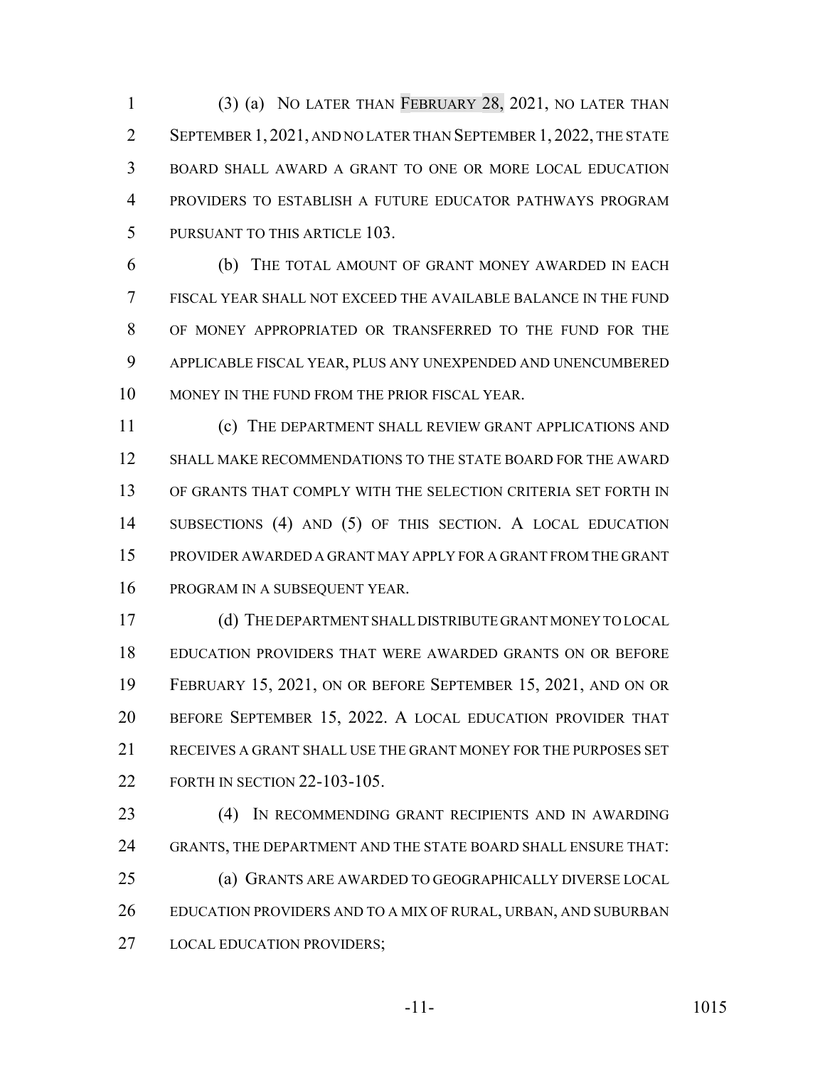(3) (a) NO LATER THAN FEBRUARY 28, 2021, NO LATER THAN SEPTEMBER 1, 2021, AND NO LATER THAN SEPTEMBER 1, 2022, THE STATE BOARD SHALL AWARD A GRANT TO ONE OR MORE LOCAL EDUCATION PROVIDERS TO ESTABLISH A FUTURE EDUCATOR PATHWAYS PROGRAM PURSUANT TO THIS ARTICLE 103.

(b) THE TOTAL AMOUNT OF GRANT MONEY AWARDED IN EACH FISCAL YEAR SHALL NOT EXCEED THE AVAILABLE BALANCE IN THE FUND OF MONEY APPROPRIATED OR TRANSFERRED TO THE FUND FOR THE APPLICABLE FISCAL YEAR, PLUS ANY UNEXPENDED AND UNENCUMBERED MONEY IN THE FUND FROM THE PRIOR FISCAL YEAR.

(c) THE DEPARTMENT SHALL REVIEW GRANT APPLICATIONS AND SHALL MAKE RECOMMENDATIONS TO THE STATE BOARD FOR THE AWARD OF GRANTS THAT COMPLY WITH THE SELECTION CRITERIA SET FORTH IN SUBSECTIONS (4) AND (5) OF THIS SECTION. A LOCAL EDUCATION PROVIDER AWARDED A GRANT MAY APPLY FOR A GRANT FROM THE GRANT PROGRAM IN A SUBSEQUENT YEAR.

(d) THE DEPARTMENT SHALL DISTRIBUTE GRANT MONEY TO LOCAL EDUCATION PROVIDERS THAT WERE AWARDED GRANTS ON OR BEFORE FEBRUARY 15, 2021, ON OR BEFORE SEPTEMBER 15, 2021, AND ON OR BEFORE SEPTEMBER 15, 2022. A LOCAL EDUCATION PROVIDER THAT RECEIVES A GRANT SHALL USE THE GRANT MONEY FOR THE PURPOSES SET FORTH IN SECTION 22-103-105.

(4) IN RECOMMENDING GRANT RECIPIENTS AND IN AWARDING GRANTS, THE DEPARTMENT AND THE STATE BOARD SHALL ENSURE THAT:

(a) GRANTS ARE AWARDED TO GEOGRAPHICALLY DIVERSE LOCAL EDUCATION PROVIDERS AND TO A MIX OF RURAL, URBAN, AND SUBURBAN LOCAL EDUCATION PROVIDERS;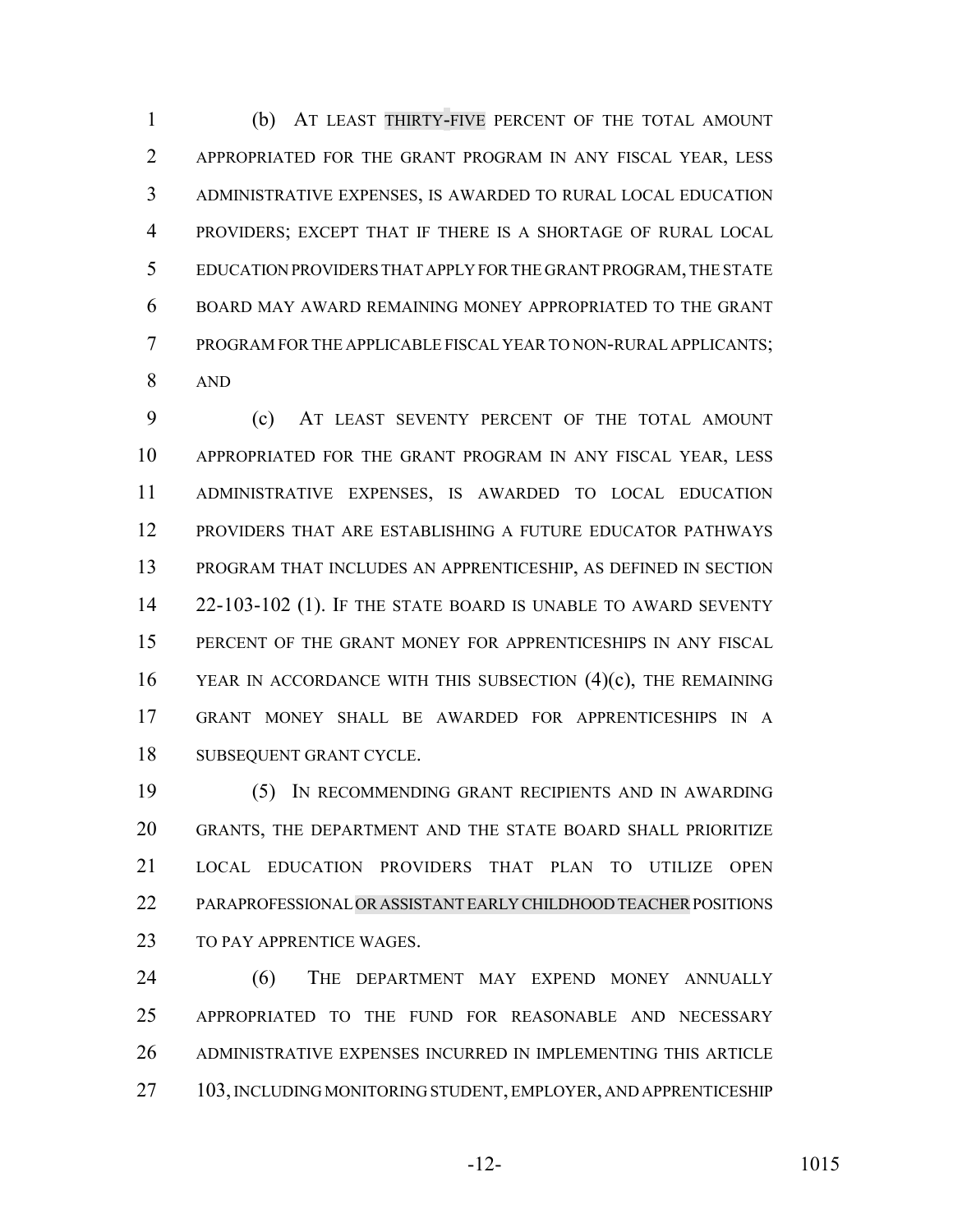(b) AT LEAST THIRTY-FIVE PERCENT OF THE TOTAL AMOUNT APPROPRIATED FOR THE GRANT PROGRAM IN ANY FISCAL YEAR, LESS ADMINISTRATIVE EXPENSES, IS AWARDED TO RURAL LOCAL EDUCATION PROVIDERS; EXCEPT THAT IF THERE IS A SHORTAGE OF RURAL LOCAL EDUCATION PROVIDERS THAT APPLY FOR THE GRANT PROGRAM, THE STATE BOARD MAY AWARD REMAINING MONEY APPROPRIATED TO THE GRANT PROGRAM FOR THE APPLICABLE FISCAL YEAR TO NON-RURAL APPLICANTS; AND

(c) AT LEAST SEVENTY PERCENT OF THE TOTAL AMOUNT APPROPRIATED FOR THE GRANT PROGRAM IN ANY FISCAL YEAR, LESS ADMINISTRATIVE EXPENSES, IS AWARDED TO LOCAL EDUCATION PROVIDERS THAT ARE ESTABLISHING A FUTURE EDUCATOR PATHWAYS PROGRAM THAT INCLUDES AN APPRENTICESHIP, AS DEFINED IN SECTION 22-103-102 (1). IF THE STATE BOARD IS UNABLE TO AWARD SEVENTY PERCENT OF THE GRANT MONEY FOR APPRENTICESHIPS IN ANY FISCAL YEAR IN ACCORDANCE WITH THIS SUBSECTION (4)(c), THE REMAINING GRANT MONEY SHALL BE AWARDED FOR APPRENTICESHIPS IN A SUBSEQUENT GRANT CYCLE.

(5) IN RECOMMENDING GRANT RECIPIENTS AND IN AWARDING GRANTS, THE DEPARTMENT AND THE STATE BOARD SHALL PRIORITIZE LOCAL EDUCATION PROVIDERS THAT PLAN TO UTILIZE OPEN PARAPROFESSIONAL OR ASSISTANT EARLY CHILDHOOD TEACHER POSITIONS TO PAY APPRENTICE WAGES.

(6) THE DEPARTMENT MAY EXPEND MONEY ANNUALLY APPROPRIATED TO THE FUND FOR REASONABLE AND NECESSARY ADMINISTRATIVE EXPENSES INCURRED IN IMPLEMENTING THIS ARTICLE 103, INCLUDING MONITORING STUDENT, EMPLOYER, AND APPRENTICESHIP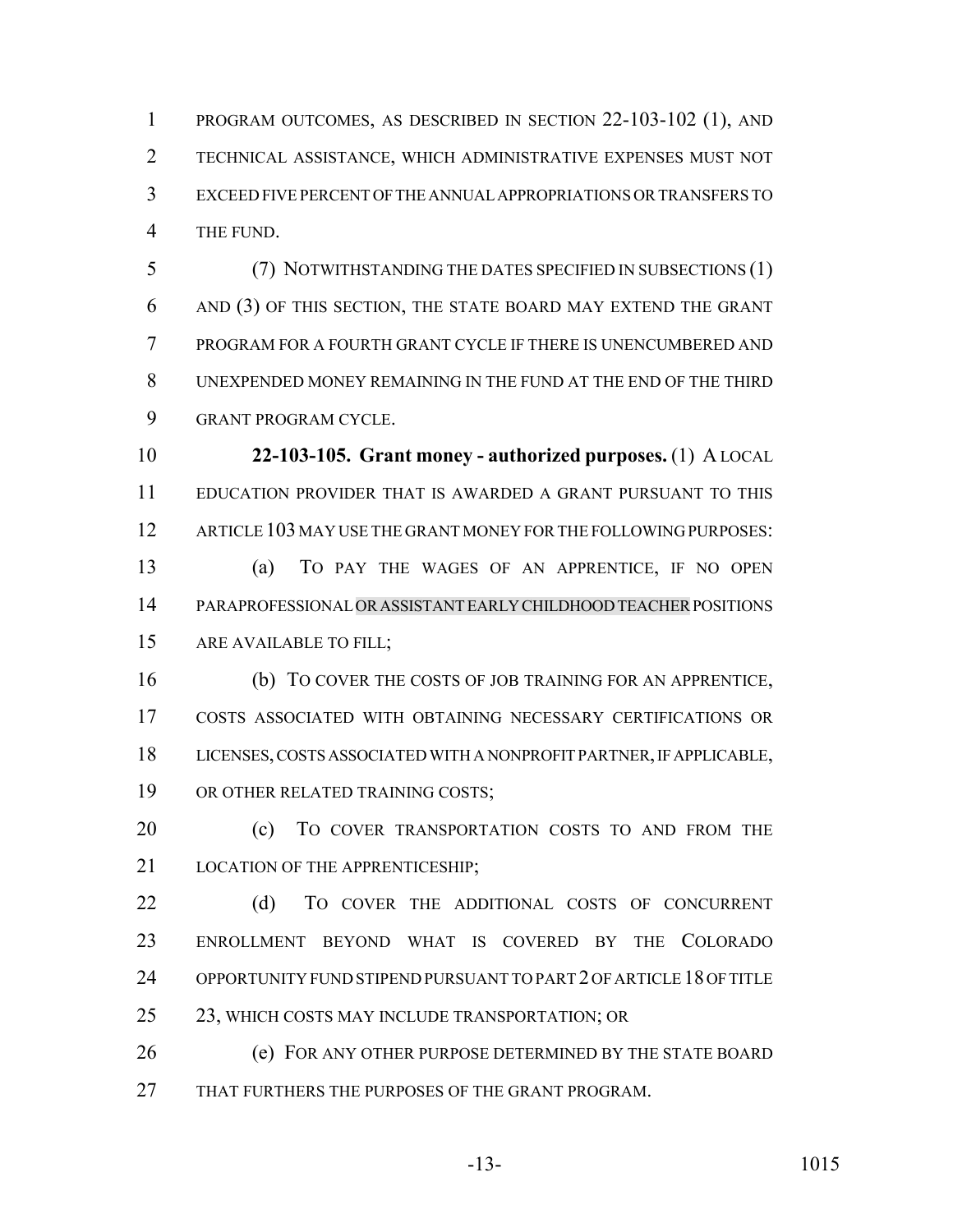PROGRAM OUTCOMES, AS DESCRIBED IN SECTION 22-103-102 (1), AND TECHNICAL ASSISTANCE, WHICH ADMINISTRATIVE EXPENSES MUST NOT EXCEED FIVE PERCENT OF THE ANNUAL APPROPRIATIONS OR TRANSFERS TO THE FUND.

(7) NOTWITHSTANDING THE DATES SPECIFIED IN SUBSECTIONS (1) AND (3) OF THIS SECTION, THE STATE BOARD MAY EXTEND THE GRANT PROGRAM FOR A FOURTH GRANT CYCLE IF THERE IS UNENCUMBERED AND UNEXPENDED MONEY REMAINING IN THE FUND AT THE END OF THE THIRD GRANT PROGRAM CYCLE.

**22-103-105. Grant money - authorized purposes.** (1) A LOCAL EDUCATION PROVIDER THAT IS AWARDED A GRANT PURSUANT TO THIS ARTICLE 103 MAY USE THE GRANT MONEY FOR THE FOLLOWING PURPOSES:

(a) TO PAY THE WAGES OF AN APPRENTICE, IF NO OPEN PARAPROFESSIONAL OR ASSISTANT EARLY CHILDHOOD TEACHER POSITIONS ARE AVAILABLE TO FILL;

(b) TO COVER THE COSTS OF JOB TRAINING FOR AN APPRENTICE, COSTS ASSOCIATED WITH OBTAINING NECESSARY CERTIFICATIONS OR LICENSES, COSTS ASSOCIATED WITH A NONPROFIT PARTNER, IF APPLICABLE, OR OTHER RELATED TRAINING COSTS;

(c) TO COVER TRANSPORTATION COSTS TO AND FROM THE LOCATION OF THE APPRENTICESHIP;

(d) TO COVER THE ADDITIONAL COSTS OF CONCURRENT ENROLLMENT BEYOND WHAT IS COVERED BY THE COLORADO OPPORTUNITY FUND STIPEND PURSUANT TO PART 2 OF ARTICLE 18 OF TITLE 23, WHICH COSTS MAY INCLUDE TRANSPORTATION; OR

(e) FOR ANY OTHER PURPOSE DETERMINED BY THE STATE BOARD THAT FURTHERS THE PURPOSES OF THE GRANT PROGRAM.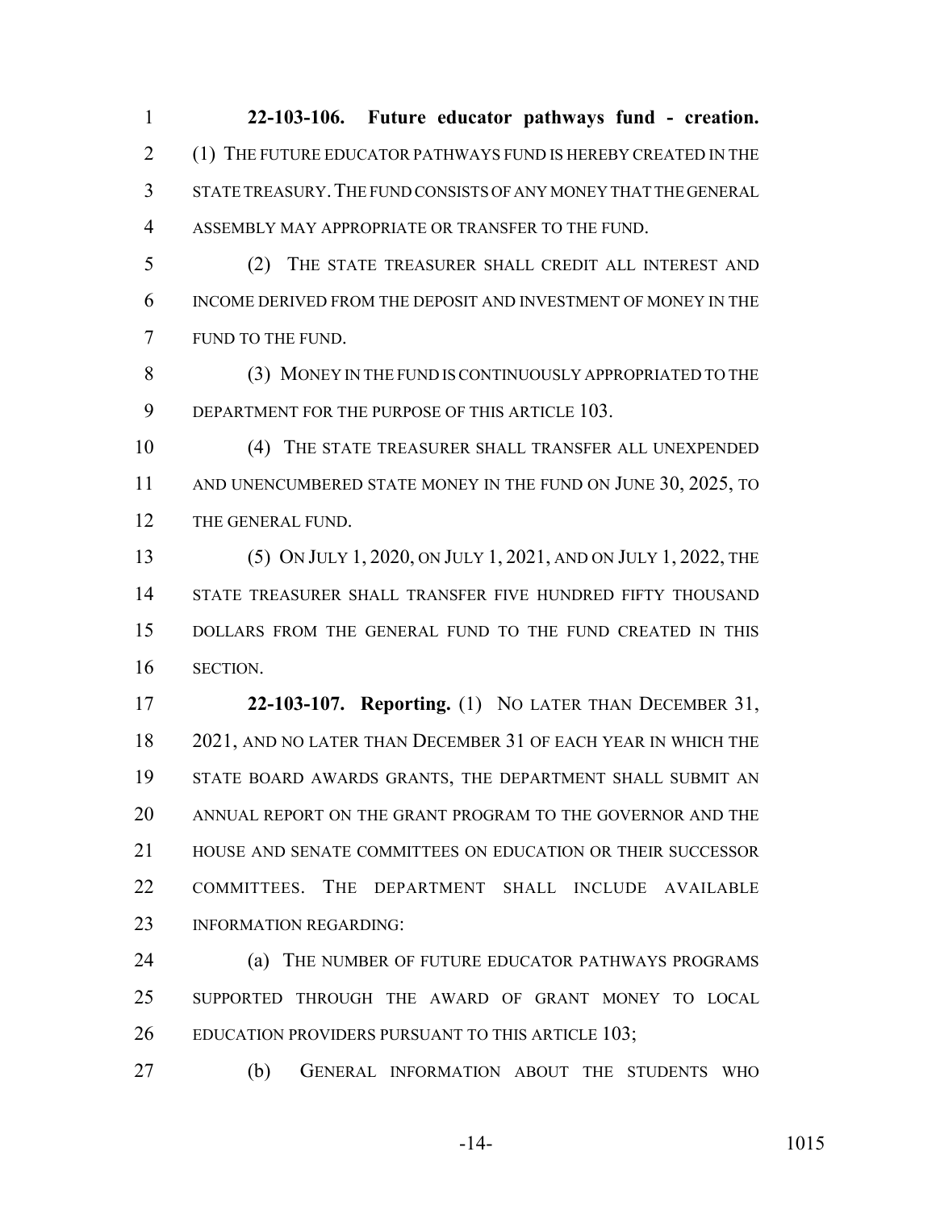**22-103-106. Future educator pathways fund - creation.** (1) THE FUTURE EDUCATOR PATHWAYS FUND IS HEREBY CREATED IN THE STATE TREASURY. THE FUND CONSISTS OF ANY MONEY THAT THE GENERAL ASSEMBLY MAY APPROPRIATE OR TRANSFER TO THE FUND.

(2) THE STATE TREASURER SHALL CREDIT ALL INTEREST AND INCOME DERIVED FROM THE DEPOSIT AND INVESTMENT OF MONEY IN THE FUND TO THE FUND.

(3) MONEY IN THE FUND IS CONTINUOUSLY APPROPRIATED TO THE DEPARTMENT FOR THE PURPOSE OF THIS ARTICLE 103.

(4) THE STATE TREASURER SHALL TRANSFER ALL UNEXPENDED AND UNENCUMBERED STATE MONEY IN THE FUND ON JUNE 30, 2025, TO THE GENERAL FUND.

(5) ON JULY 1, 2020, ON JULY 1, 2021, AND ON JULY 1, 2022, THE STATE TREASURER SHALL TRANSFER FIVE HUNDRED FIFTY THOUSAND DOLLARS FROM THE GENERAL FUND TO THE FUND CREATED IN THIS SECTION.

**22-103-107. Reporting.** (1) NO LATER THAN DECEMBER 31, 2021, AND NO LATER THAN DECEMBER 31 OF EACH YEAR IN WHICH THE STATE BOARD AWARDS GRANTS, THE DEPARTMENT SHALL SUBMIT AN ANNUAL REPORT ON THE GRANT PROGRAM TO THE GOVERNOR AND THE HOUSE AND SENATE COMMITTEES ON EDUCATION OR THEIR SUCCESSOR COMMITTEES. THE DEPARTMENT SHALL INCLUDE AVAILABLE INFORMATION REGARDING:

(a) THE NUMBER OF FUTURE EDUCATOR PATHWAYS PROGRAMS SUPPORTED THROUGH THE AWARD OF GRANT MONEY TO LOCAL EDUCATION PROVIDERS PURSUANT TO THIS ARTICLE 103;

(b) GENERAL INFORMATION ABOUT THE STUDENTS WHO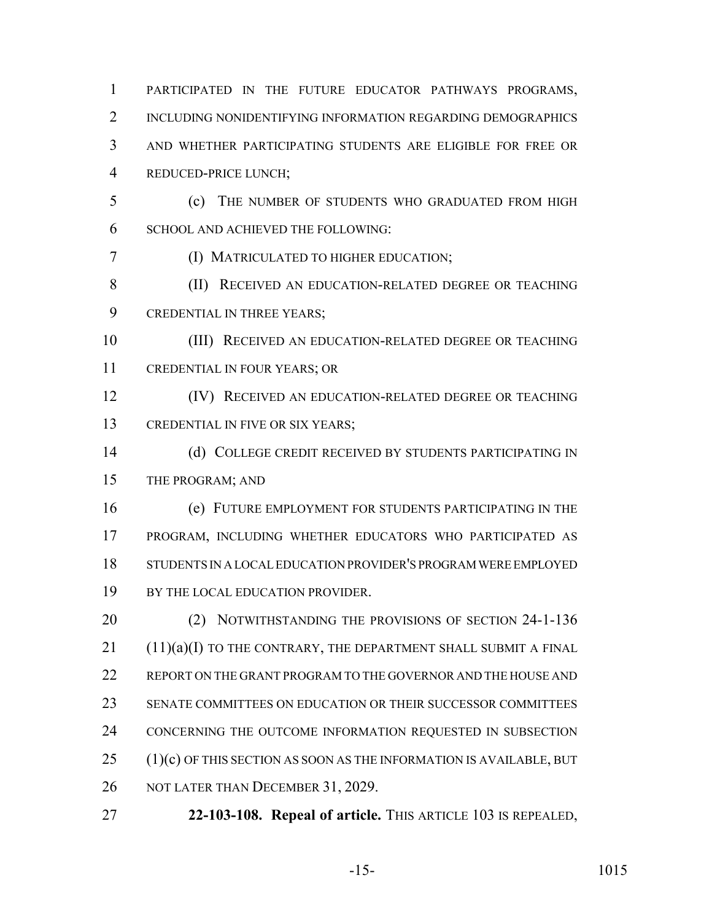PARTICIPATED IN THE FUTURE EDUCATOR PATHWAYS PROGRAMS, INCLUDING NONIDENTIFYING INFORMATION REGARDING DEMOGRAPHICS AND WHETHER PARTICIPATING STUDENTS ARE ELIGIBLE FOR FREE OR REDUCED-PRICE LUNCH;

(c) THE NUMBER OF STUDENTS WHO GRADUATED FROM HIGH SCHOOL AND ACHIEVED THE FOLLOWING:

(I) MATRICULATED TO HIGHER EDUCATION;

(II) RECEIVED AN EDUCATION-RELATED DEGREE OR TEACHING CREDENTIAL IN THREE YEARS;

(III) RECEIVED AN EDUCATION-RELATED DEGREE OR TEACHING CREDENTIAL IN FOUR YEARS; OR

(IV) RECEIVED AN EDUCATION-RELATED DEGREE OR TEACHING CREDENTIAL IN FIVE OR SIX YEARS;

(d) COLLEGE CREDIT RECEIVED BY STUDENTS PARTICIPATING IN THE PROGRAM; AND

(e) FUTURE EMPLOYMENT FOR STUDENTS PARTICIPATING IN THE PROGRAM, INCLUDING WHETHER EDUCATORS WHO PARTICIPATED AS STUDENTS IN A LOCAL EDUCATION PROVIDER'S PROGRAM WERE EMPLOYED BY THE LOCAL EDUCATION PROVIDER.

(2) NOTWITHSTANDING THE PROVISIONS OF SECTION 24-1-136 (11)(a)(I) TO THE CONTRARY, THE DEPARTMENT SHALL SUBMIT A FINAL REPORT ON THE GRANT PROGRAM TO THE GOVERNOR AND THE HOUSE AND SENATE COMMITTEES ON EDUCATION OR THEIR SUCCESSOR COMMITTEES CONCERNING THE OUTCOME INFORMATION REQUESTED IN SUBSECTION (1)(c) OF THIS SECTION AS SOON AS THE INFORMATION IS AVAILABLE, BUT NOT LATER THAN DECEMBER 31, 2029.

**22-103-108. Repeal of article.** THIS ARTICLE 103 IS REPEALED,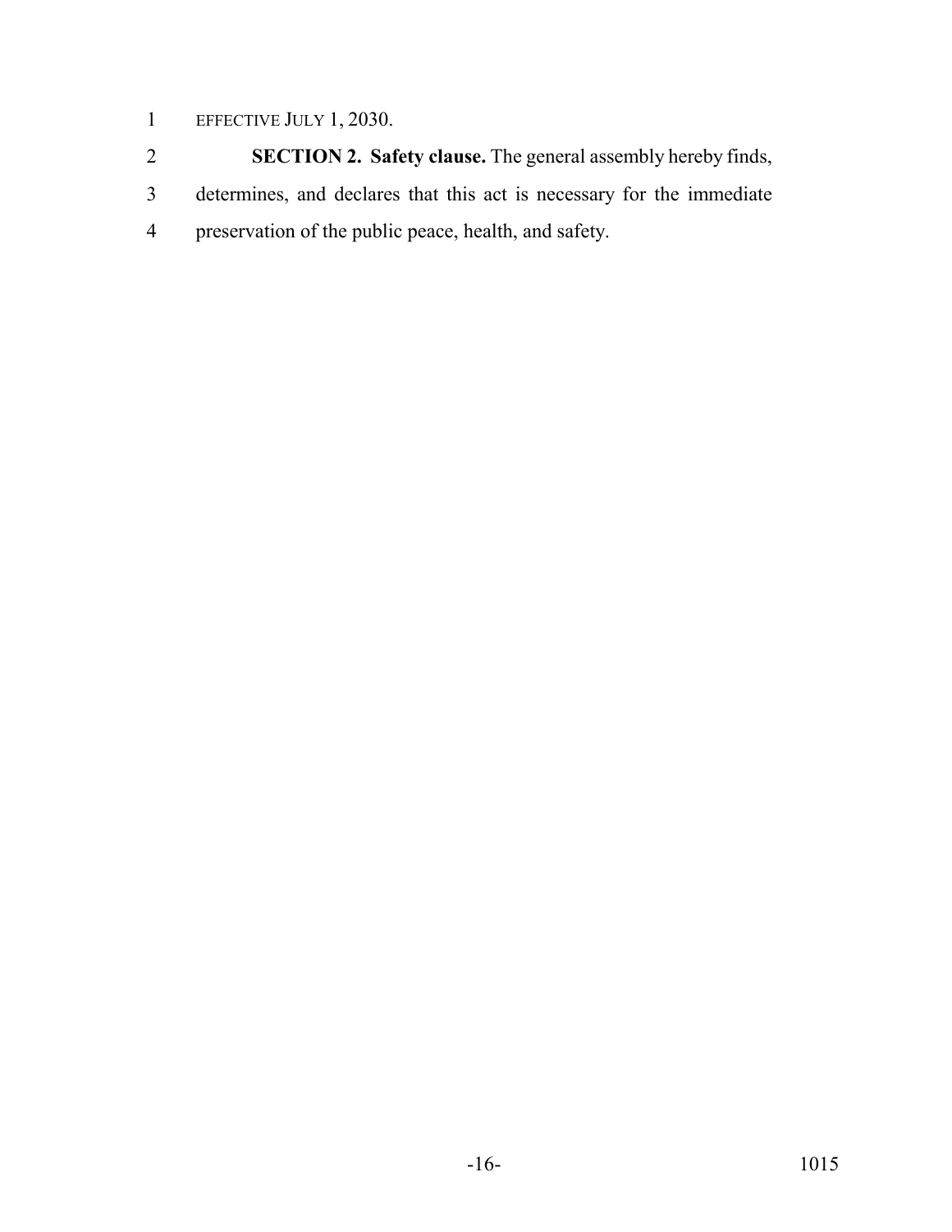EFFECTIVE JULY 1, 2030.

**SECTION 2. Safety clause.** The general assembly hereby finds, determines, and declares that this act is necessary for the immediate preservation of the public peace, health, and safety.